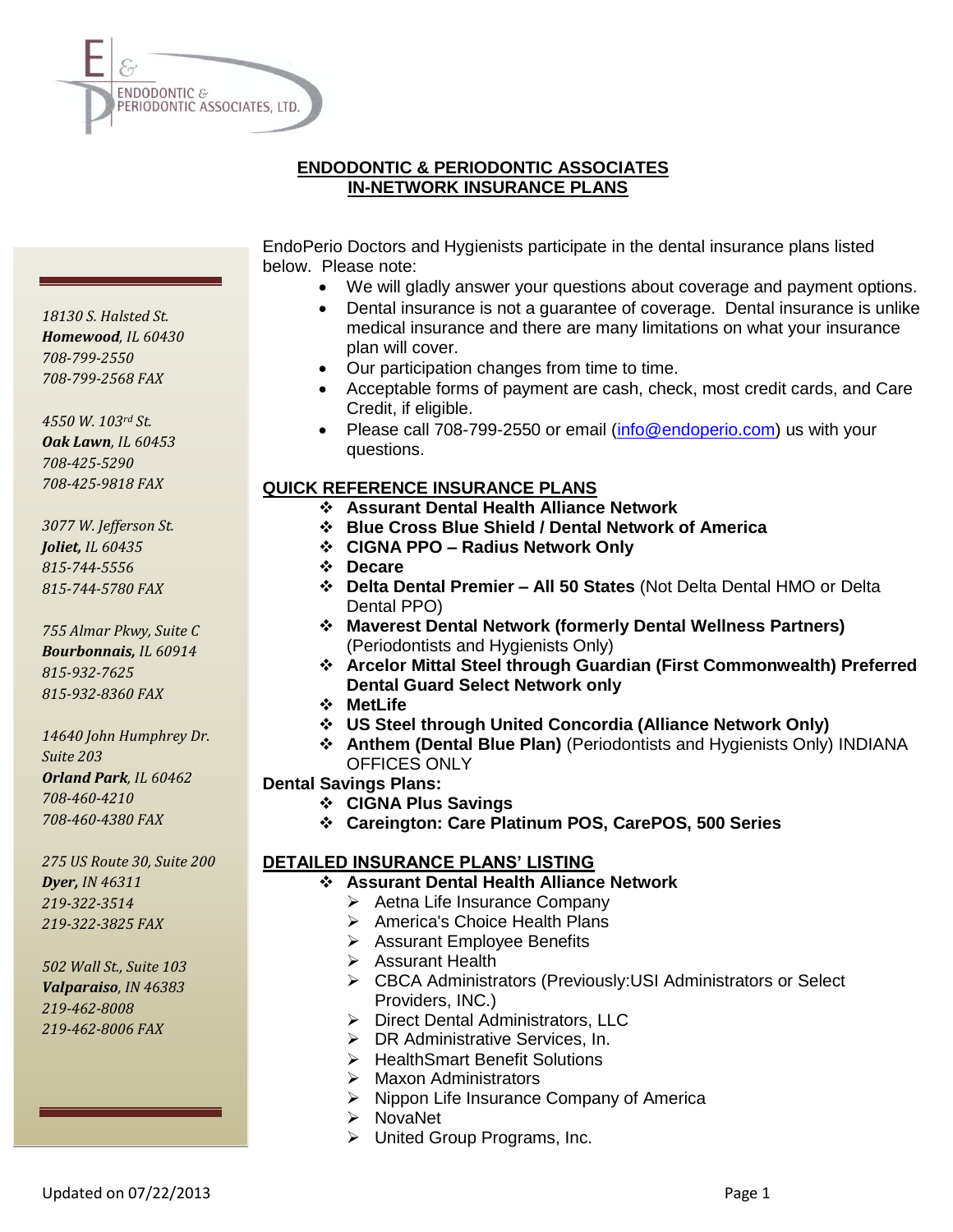# ENDODONTIC & PERIODONTIC ASSOCIATES
## IN-NETWORK INSURANCE PLANS

*18130 S. Halsted St.*
***Homewood**, IL 60430*
*708-799-2550*
*708-799-2568 FAX*

*4550 W. 103rd St.*
***Oak Lawn**, IL 60453*
*708-425-5290*
*708-425-9818 FAX*

*3077 W. Jefferson St.*
***Joliet,** IL 60435*
*815-744-5556*
*815-744-5780 FAX*

*755 Almar Pkwy, Suite C*
***Bourbonnais,** IL 60914*
*815-932-7625*
*815-932-8360 FAX*

*14640 John Humphrey Dr.*
*Suite 203*
***Orland Park**, IL 60462*
*708-460-4210*
*708-460-4380 FAX*

*275 US Route 30, Suite 200*
***Dyer,** IN 46311*
*219-322-3514*
*219-322-3825 FAX*

*502 Wall St., Suite 103*
***Valparaiso**, IN 46383*
*219-462-8008*
*219-462-8006 FAX*

EndoPerio Doctors and Hygienists participate in the dental insurance plans listed below. Please note:

- We will gladly answer your questions about coverage and payment options.
- Dental insurance is not a guarantee of coverage. Dental insurance is unlike medical insurance and there are many limitations on what your insurance plan will cover.
- Our participation changes from time to time.
- Acceptable forms of payment are cash, check, most credit cards, and Care Credit, if eligible.
- Please call 708-799-2550 or email (info@endoperio.com) us with your questions.

### QUICK REFERENCE INSURANCE PLANS

- **Assurant Dental Health Alliance Network**
- **Blue Cross Blue Shield / Dental Network of America**
- **CIGNA PPO – Radius Network Only**
- **Decare**
- **Delta Dental Premier – All 50 States** (Not Delta Dental HMO or Delta Dental PPO)
- **Maverest Dental Network (formerly Dental Wellness Partners)** (Periodontists and Hygienists Only)
- **Arcelor Mittal Steel through Guardian (First Commonwealth) Preferred Dental Guard Select Network only**
- **MetLife**
- **US Steel through United Concordia (Alliance Network Only)**
- **Anthem (Dental Blue Plan)** (Periodontists and Hygienists Only) INDIANA OFFICES ONLY

**Dental Savings Plans:**

- **CIGNA Plus Savings**
- **Careington: Care Platinum POS, CarePOS, 500 Series**

### DETAILED INSURANCE PLANS' LISTING

- **Assurant Dental Health Alliance Network**
  - Aetna Life Insurance Company
  - America's Choice Health Plans
  - Assurant Employee Benefits
  - Assurant Health
  - CBCA Administrators (Previously:USI Administrators or Select Providers, INC.)
  - Direct Dental Administrators, LLC
  - DR Administrative Services, In.
  - HealthSmart Benefit Solutions
  - Maxon Administrators
  - Nippon Life Insurance Company of America
  - NovaNet
  - United Group Programs, Inc.

Updated on 07/22/2013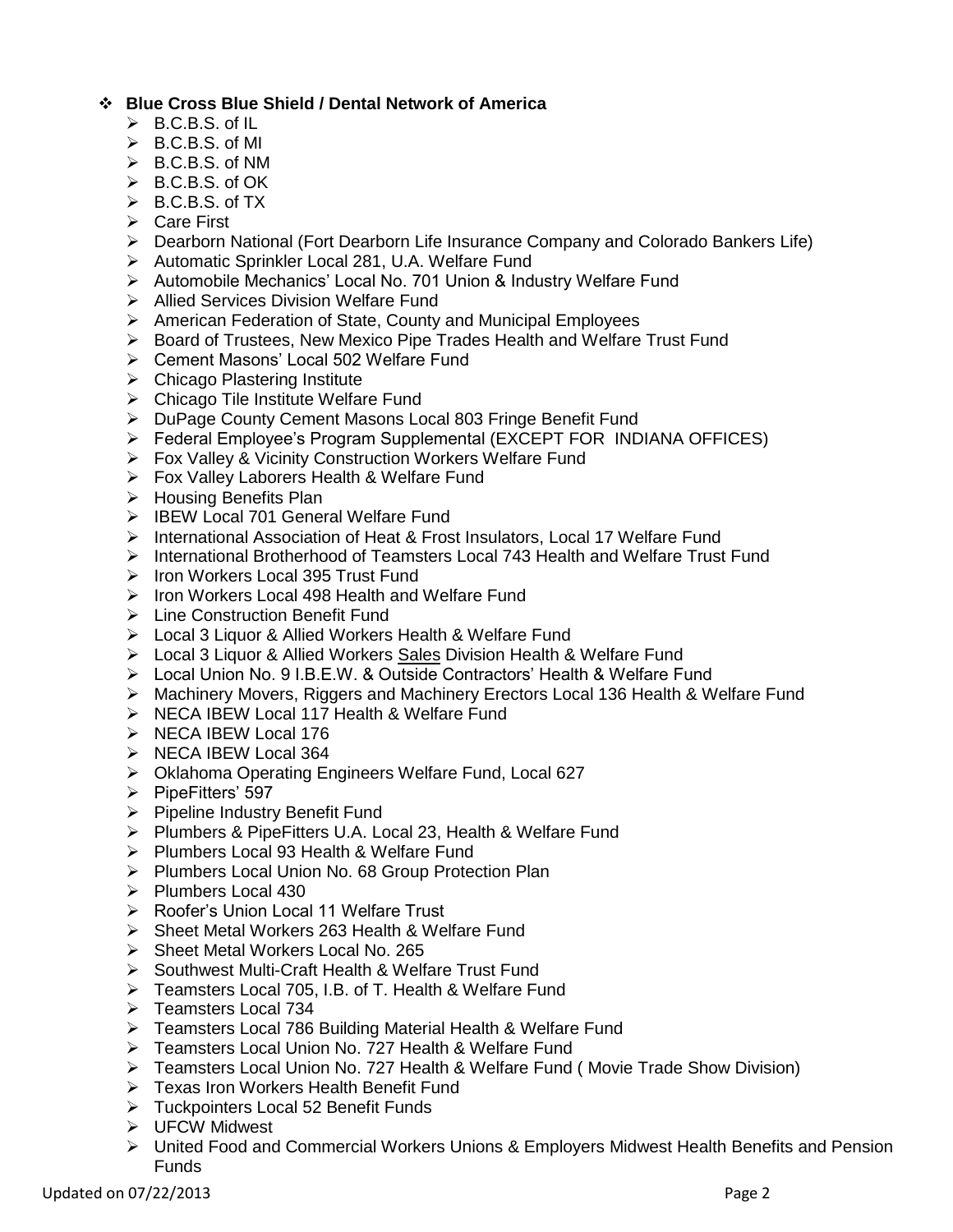- **Blue Cross Blue Shield / Dental Network of America**
  - B.C.B.S. of IL
  - B.C.B.S. of MI
  - B.C.B.S. of NM
  - B.C.B.S. of OK
  - B.C.B.S. of TX
  - Care First
  - Dearborn National (Fort Dearborn Life Insurance Company and Colorado Bankers Life)
  - Automatic Sprinkler Local 281, U.A. Welfare Fund
  - Automobile Mechanics' Local No. 701 Union & Industry Welfare Fund
  - Allied Services Division Welfare Fund
  - American Federation of State, County and Municipal Employees
  - Board of Trustees, New Mexico Pipe Trades Health and Welfare Trust Fund
  - Cement Masons' Local 502 Welfare Fund
  - Chicago Plastering Institute
  - Chicago Tile Institute Welfare Fund
  - DuPage County Cement Masons Local 803 Fringe Benefit Fund
  - Federal Employee's Program Supplemental (EXCEPT FOR INDIANA OFFICES)
  - Fox Valley & Vicinity Construction Workers Welfare Fund
  - Fox Valley Laborers Health & Welfare Fund
  - Housing Benefits Plan
  - IBEW Local 701 General Welfare Fund
  - International Association of Heat & Frost Insulators, Local 17 Welfare Fund
  - International Brotherhood of Teamsters Local 743 Health and Welfare Trust Fund
  - Iron Workers Local 395 Trust Fund
  - Iron Workers Local 498 Health and Welfare Fund
  - Line Construction Benefit Fund
  - Local 3 Liquor & Allied Workers Health & Welfare Fund
  - Local 3 Liquor & Allied Workers <u>Sales</u> Division Health & Welfare Fund
  - Local Union No. 9 I.B.E.W. & Outside Contractors' Health & Welfare Fund
  - Machinery Movers, Riggers and Machinery Erectors Local 136 Health & Welfare Fund
  - NECA IBEW Local 117 Health & Welfare Fund
  - NECA IBEW Local 176
  - NECA IBEW Local 364
  - Oklahoma Operating Engineers Welfare Fund, Local 627
  - PipeFitters' 597
  - Pipeline Industry Benefit Fund
  - Plumbers & PipeFitters U.A. Local 23, Health & Welfare Fund
  - Plumbers Local 93 Health & Welfare Fund
  - Plumbers Local Union No. 68 Group Protection Plan
  - Plumbers Local 430
  - Roofer's Union Local 11 Welfare Trust
  - Sheet Metal Workers 263 Health & Welfare Fund
  - Sheet Metal Workers Local No. 265
  - Southwest Multi-Craft Health & Welfare Trust Fund
  - Teamsters Local 705, I.B. of T. Health & Welfare Fund
  - Teamsters Local 734
  - Teamsters Local 786 Building Material Health & Welfare Fund
  - Teamsters Local Union No. 727 Health & Welfare Fund
  - Teamsters Local Union No. 727 Health & Welfare Fund ( Movie Trade Show Division)
  - Texas Iron Workers Health Benefit Fund
  - Tuckpointers Local 52 Benefit Funds
  - UFCW Midwest
  - United Food and Commercial Workers Unions & Employers Midwest Health Benefits and Pension Funds

Updated on 07/22/2013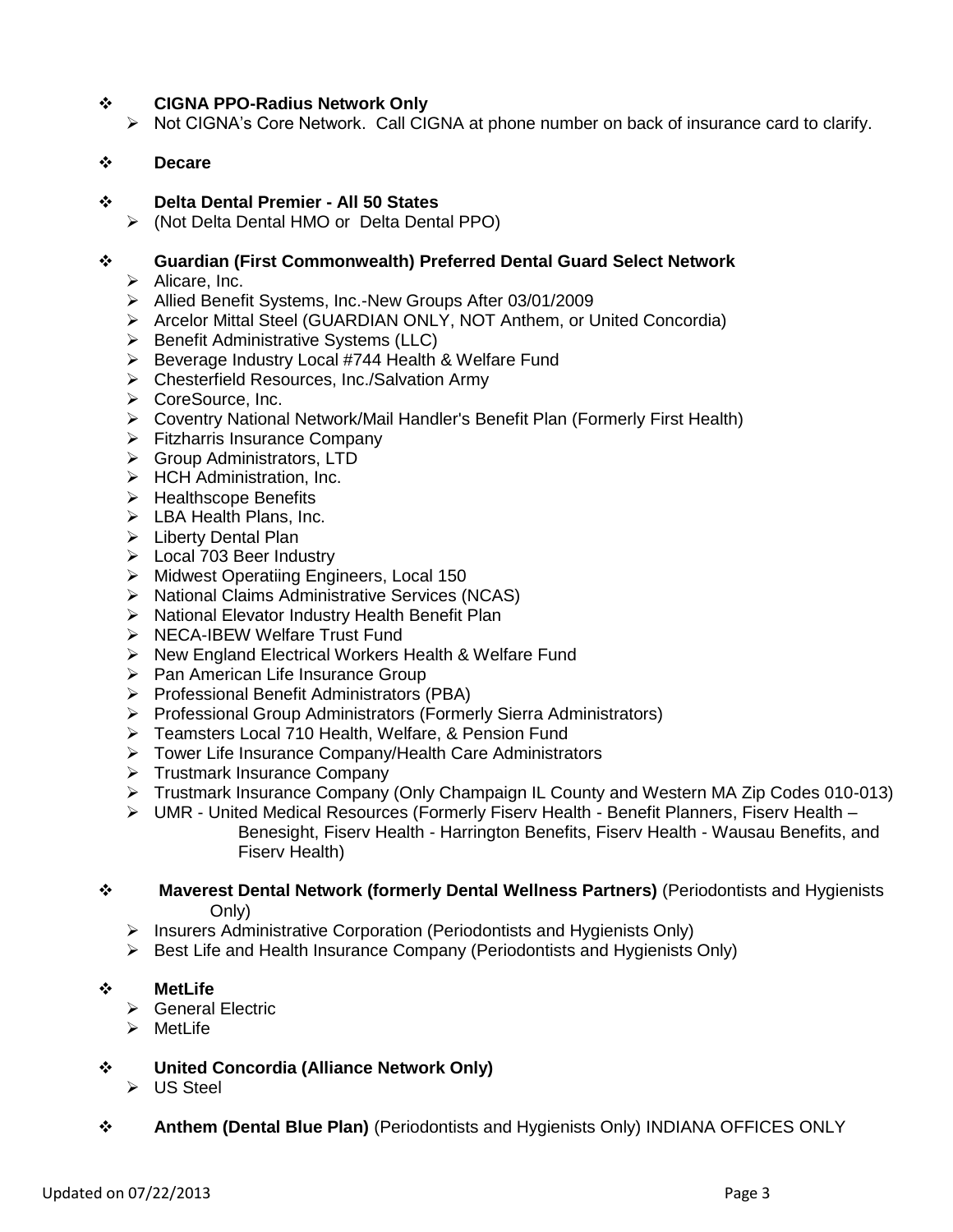- **CIGNA PPO-Radius Network Only**
  - Not CIGNA's Core Network. Call CIGNA at phone number on back of insurance card to clarify.

- **Decare**

- **Delta Dental Premier - All 50 States**
  - (Not Delta Dental HMO or Delta Dental PPO)

- **Guardian (First Commonwealth) Preferred Dental Guard Select Network**
  - Alicare, Inc.
  - Allied Benefit Systems, Inc.-New Groups After 03/01/2009
  - Arcelor Mittal Steel (GUARDIAN ONLY, NOT Anthem, or United Concordia)
  - Benefit Administrative Systems (LLC)
  - Beverage Industry Local #744 Health & Welfare Fund
  - Chesterfield Resources, Inc./Salvation Army
  - CoreSource, Inc.
  - Coventry National Network/Mail Handler's Benefit Plan (Formerly First Health)
  - Fitzharris Insurance Company
  - Group Administrators, LTD
  - HCH Administration, Inc.
  - Healthscope Benefits
  - LBA Health Plans, Inc.
  - Liberty Dental Plan
  - Local 703 Beer Industry
  - Midwest Operatiing Engineers, Local 150
  - National Claims Administrative Services (NCAS)
  - National Elevator Industry Health Benefit Plan
  - NECA-IBEW Welfare Trust Fund
  - New England Electrical Workers Health & Welfare Fund
  - Pan American Life Insurance Group
  - Professional Benefit Administrators (PBA)
  - Professional Group Administrators (Formerly Sierra Administrators)
  - Teamsters Local 710 Health, Welfare, & Pension Fund
  - Tower Life Insurance Company/Health Care Administrators
  - Trustmark Insurance Company
  - Trustmark Insurance Company (Only Champaign IL County and Western MA Zip Codes 010-013)
  - UMR - United Medical Resources (Formerly Fiserv Health - Benefit Planners, Fiserv Health – Benesight, Fiserv Health - Harrington Benefits, Fiserv Health - Wausau Benefits, and Fiserv Health)

- **Maverest Dental Network (formerly Dental Wellness Partners)** (Periodontists and Hygienists Only)
  - Insurers Administrative Corporation (Periodontists and Hygienists Only)
  - Best Life and Health Insurance Company (Periodontists and Hygienists Only)

- **MetLife**
  - General Electric
  - MetLife

- **United Concordia (Alliance Network Only)**
  - US Steel

- **Anthem (Dental Blue Plan)** (Periodontists and Hygienists Only) INDIANA OFFICES ONLY

Updated on 07/22/2013